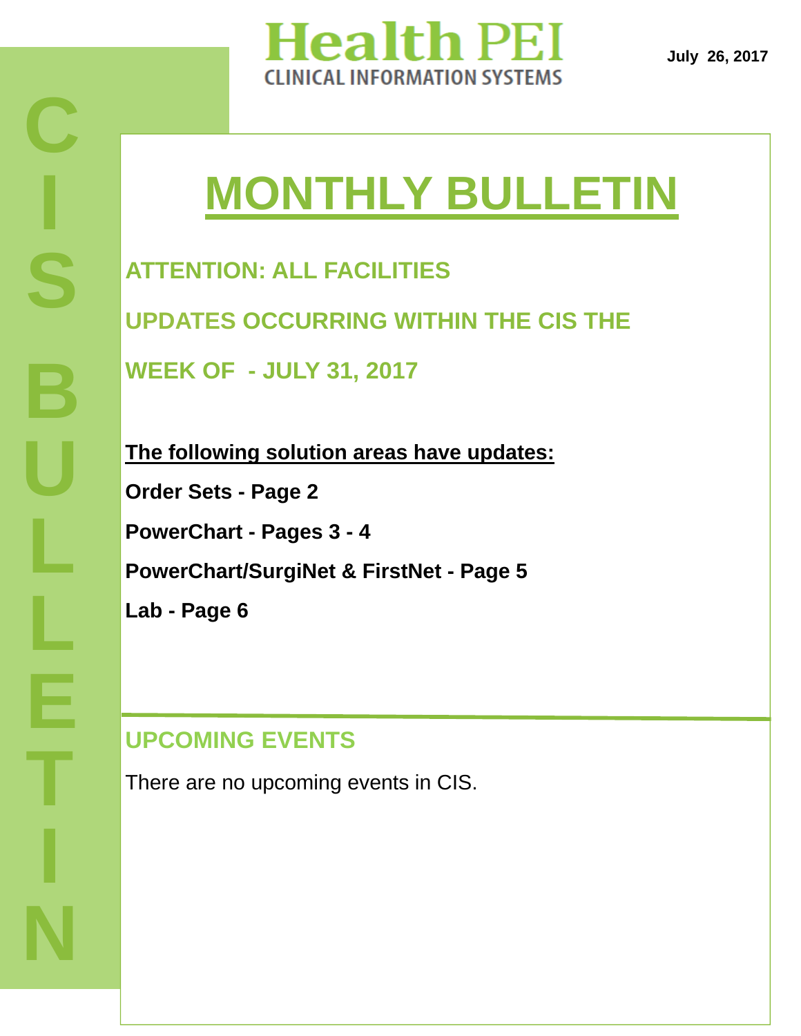Health PEI
CLINICAL INFORMATION SYSTEMS

**July 26, 2017**

CIS BULLETIN

# MONTHLY BULLETIN

## ATTENTION: ALL FACILITIES

## UPDATES OCCURRING WITHIN THE CIS THE WEEK OF - JULY 31, 2017

**The following solution areas have updates:**

**Order Sets - Page 2**

**PowerChart - Pages 3 - 4**

**PowerChart/SurgiNet & FirstNet - Page 5**

**Lab - Page 6**

## UPCOMING EVENTS

There are no upcoming events in CIS.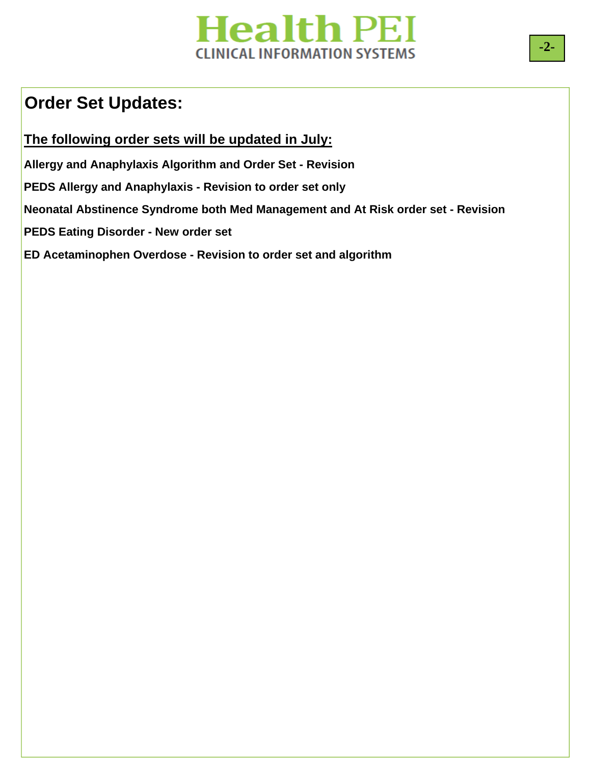## Order Set Updates:

**The following order sets will be updated in July:**

**Allergy and Anaphylaxis Algorithm and Order Set - Revision**

**PEDS Allergy and Anaphylaxis - Revision to order set only**

**Neonatal Abstinence Syndrome both Med Management and At Risk order set - Revision**

**PEDS Eating Disorder - New order set**

**ED Acetaminophen Overdose - Revision to order set and algorithm**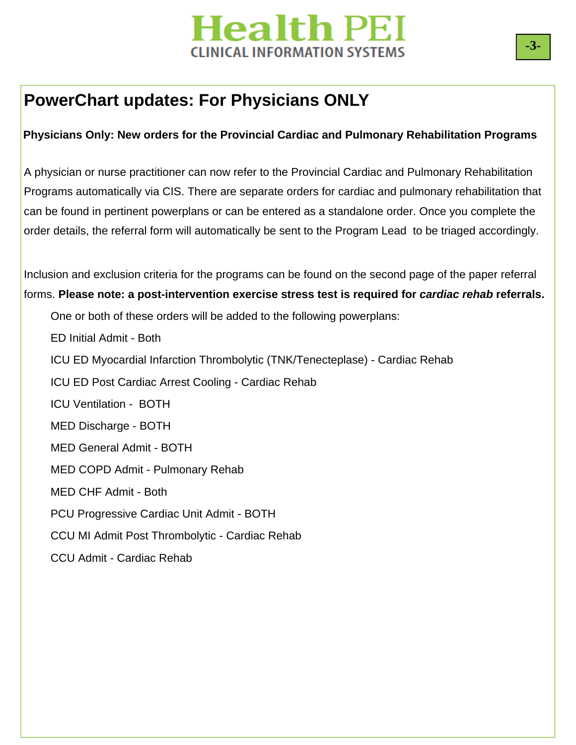## PowerChart updates: For Physicians ONLY

**Physicians Only: New orders for the Provincial Cardiac and Pulmonary Rehabilitation Programs**

A physician or nurse practitioner can now refer to the Provincial Cardiac and Pulmonary Rehabilitation Programs automatically via CIS. There are separate orders for cardiac and pulmonary rehabilitation that can be found in pertinent powerplans or can be entered as a standalone order. Once you complete the order details, the referral form will automatically be sent to the Program Lead to be triaged accordingly.

Inclusion and exclusion criteria for the programs can be found on the second page of the paper referral forms. **Please note: a post-intervention exercise stress test is required for *cardiac rehab* referrals.**

One or both of these orders will be added to the following powerplans:

ED Initial Admit - Both

ICU ED Myocardial Infarction Thrombolytic (TNK/Tenecteplase) - Cardiac Rehab

ICU ED Post Cardiac Arrest Cooling - Cardiac Rehab

ICU Ventilation - BOTH

MED Discharge - BOTH

MED General Admit - BOTH

MED COPD Admit - Pulmonary Rehab

MED CHF Admit - Both

PCU Progressive Cardiac Unit Admit - BOTH

CCU MI Admit Post Thrombolytic - Cardiac Rehab

CCU Admit - Cardiac Rehab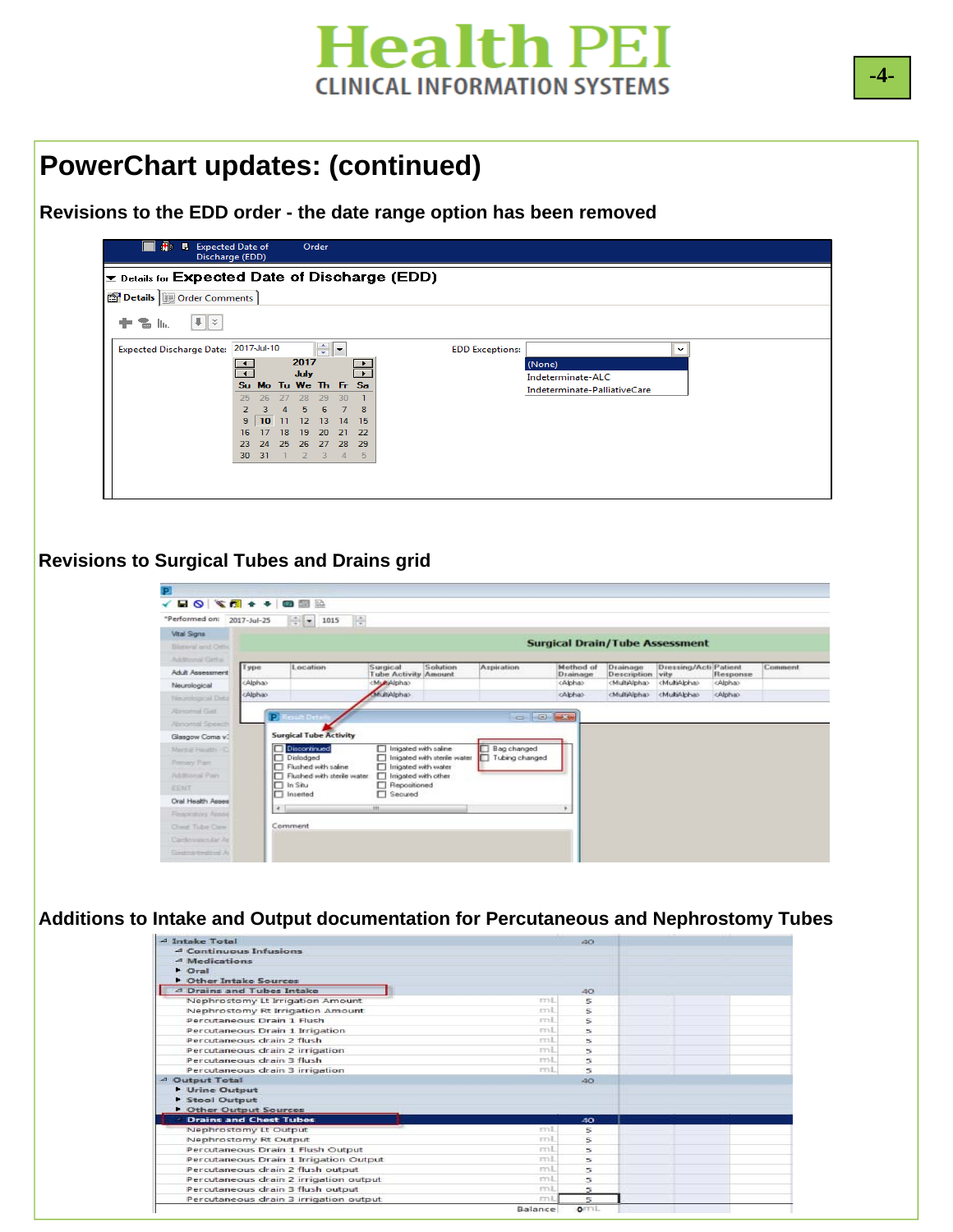# PowerChart updates: (continued)

## Revisions to the EDD order - the date range option has been removed

Expected Date of Discharge (EDD) Order

Details for **Expected Date of Discharge (EDD)**

Details | Order Comments

Expected Discharge Date: 2017-Jul-10

EDD Exceptions:

- (None)
- Indeterminate-ALC
- Indeterminate-PalliativeCare

## Revisions to Surgical Tubes and Drains grid

*Performed on: 2017-Jul-25 1015

**Surgical Drain/Tube Assessment**

| Type | Location | Surgical Tube Activity | Solution Amount | Aspiration | Method of Drainage | Drainage Description | Dressing/Activity | Patient Response | Comment |
|---|---|---|---|---|---|---|---|---|---|
| <Alpha> | | <MultiAlpha> | | | <Alpha> | <MultiAlpha> | <MultiAlpha> | <Alpha> | |
| <Alpha> | | <MultiAlpha> | | | <Alpha> | <MultiAlpha> | <MultiAlpha> | <Alpha> | |

Result Details

**Surgical Tube Activity**

- Discontinued
- Dislodged
- Flushed with saline
- Flushed with sterile water
- In Situ
- Inserted
- Irrigated with saline
- Irrigated with sterile water
- Irrigated with water
- Irrigated with other
- Repositioned
- Secured
- Bag changed
- Tubing changed

Comment

## Additions to Intake and Output documentation for Percutaneous and Nephrostomy Tubes

| | | |
|---|---|---|
| Intake Total | | 40 |
| Continuous Infusions | | |
| Medications | | |
| Oral | | |
| Other Intake Sources | | |
| Drains and Tubes Intake | | 40 |
| Nephrostomy Lt Irrigation Amount | mL | 5 |
| Nephrostomy Rt Irrigation Amount | mL | 5 |
| Percutaneous Drain 1 Flush | mL | 5 |
| Percutaneous Drain 1 Irrigation | mL | 5 |
| Percutaneous drain 2 flush | mL | 5 |
| Percutaneous drain 2 irrigation | mL | 5 |
| Percutaneous drain 3 flush | mL | 5 |
| Percutaneous drain 3 irrigation | mL | 5 |
| Output Total | | 40 |
| Urine Output | | |
| Stool Output | | |
| Other Output Sources | | |
| Drains and Chest Tubes | | 40 |
| Nephrostomy Lt Output | mL | 5 |
| Nephrostomy Rt Output | mL | 5 |
| Percutaneous Drain 1 Flush Output | mL | 5 |
| Percutaneous Drain 1 Irrigation Output | mL | 5 |
| Percutaneous drain 2 flush output | mL | 5 |
| Percutaneous drain 2 irrigation output | mL | 5 |
| Percutaneous drain 3 flush output | mL | 5 |
| Percutaneous drain 3 irrigation output | mL | 5 |
| Balance | | 0 mL |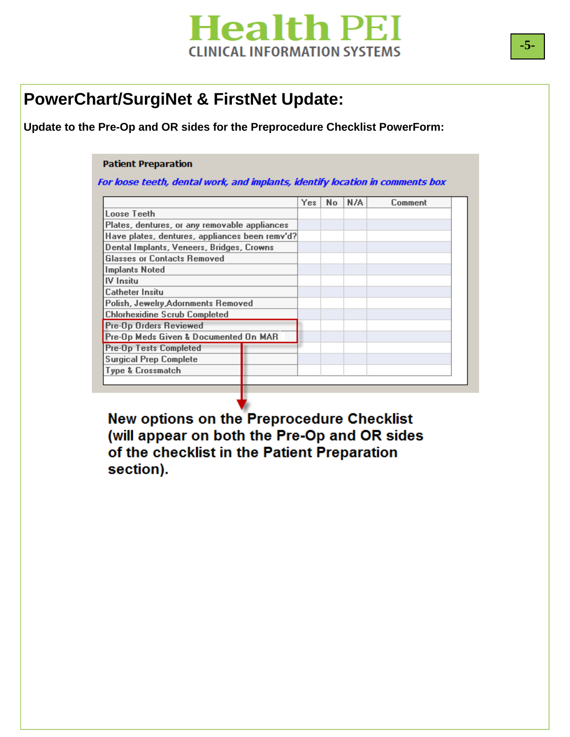Health PEI
CLINICAL INFORMATION SYSTEMS

# PowerChart/SurgiNet & FirstNet Update:

**Update to the Pre-Op and OR sides for the Preprocedure Checklist PowerForm:**

**Patient Preparation**

*For loose teeth, dental work, and implants, identify location in comments box*

| | Yes | No | N/A | Comment |
|---|---|---|---|---|
| Loose Teeth | | | | |
| Plates, dentures, or any removable appliances | | | | |
| Have plates, dentures, appliances been remv'd? | | | | |
| Dental Implants, Veneers, Bridges, Crowns | | | | |
| Glasses or Contacts Removed | | | | |
| Implants Noted | | | | |
| IV Insitu | | | | |
| Catheter Insitu | | | | |
| Polish, Jewelry,Adornments Removed | | | | |
| Chlorhexidine Scrub Completed | | | | |
| Pre-Op Orders Reviewed | | | | |
| Pre-Op Meds Given & Documented On MAR | | | | |
| Pre-Op Tests Completed | | | | |
| Surgical Prep Complete | | | | |
| Type & Crossmatch | | | | |

**New options on the Preprocedure Checklist (will appear on both the Pre-Op and OR sides of the checklist in the Patient Preparation section).**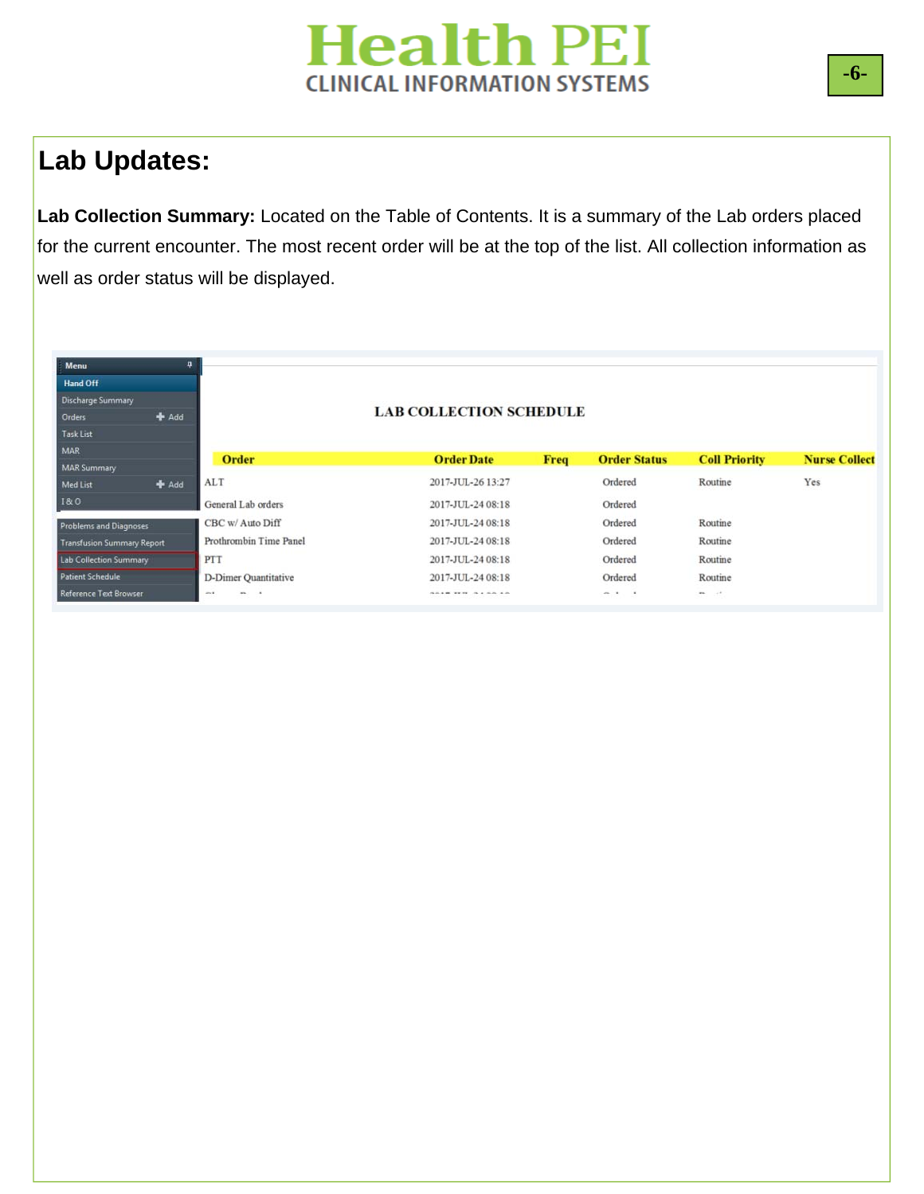## Lab Updates:

**Lab Collection Summary:** Located on the Table of Contents. It is a summary of the Lab orders placed for the current encounter. The most recent order will be at the top of the list. All collection information as well as order status will be displayed.

Menu
Hand Off
Discharge Summary
Orders + Add
Task List
MAR
MAR Summary
Med List + Add
I & O
Problems and Diagnoses
Transfusion Summary Report
Lab Collection Summary
Patient Schedule
Reference Text Browser

LAB COLLECTION SCHEDULE

| Order | Order Date | Freq | Order Status | Coll Priority | Nurse Collect |
|---|---|---|---|---|---|
| ALT | 2017-JUL-26 13:27 | | Ordered | Routine | Yes |
| General Lab orders | 2017-JUL-24 08:18 | | Ordered | | |
| CBC w/ Auto Diff | 2017-JUL-24 08:18 | | Ordered | Routine | |
| Prothrombin Time Panel | 2017-JUL-24 08:18 | | Ordered | Routine | |
| PTT | 2017-JUL-24 08:18 | | Ordered | Routine | |
| D-Dimer Quantitative | 2017-JUL-24 08:18 | | Ordered | Routine | |